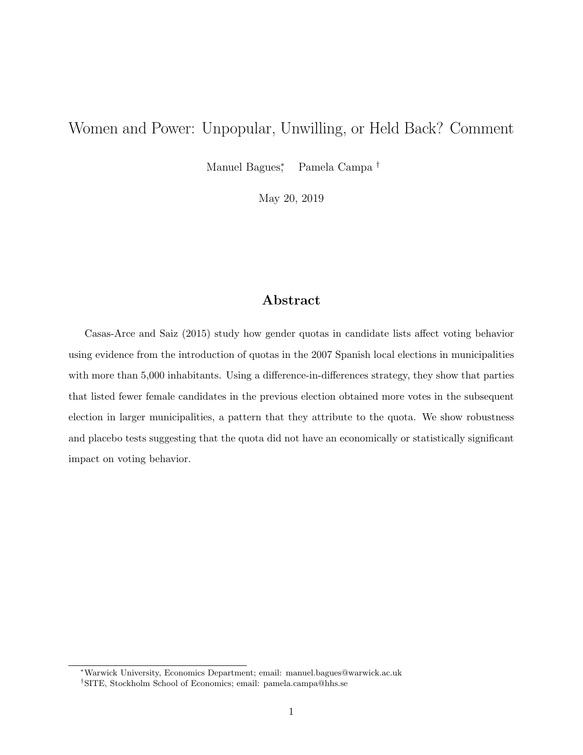# Women and Power: Unpopular, Unwilling, or Held Back? Comment

Manuel Bagues[*], Pamela Campa[†]

May 20, 2019

## Abstract

Casas-Arce and Saiz (2015) study how gender quotas in candidate lists affect voting behavior using evidence from the introduction of quotas in the 2007 Spanish local elections in municipalities with more than 5,000 inhabitants. Using a difference-in-differences strategy, they show that parties that listed fewer female candidates in the previous election obtained more votes in the subsequent election in larger municipalities, a pattern that they attribute to the quota. We show robustness and placebo tests suggesting that the quota did not have an economically or statistically significant impact on voting behavior.

---

[*] Warwick University, Economics Department; email: manuel.bagues@warwick.ac.uk

[†] SITE, Stockholm School of Economics; email: pamela.campa@hhs.se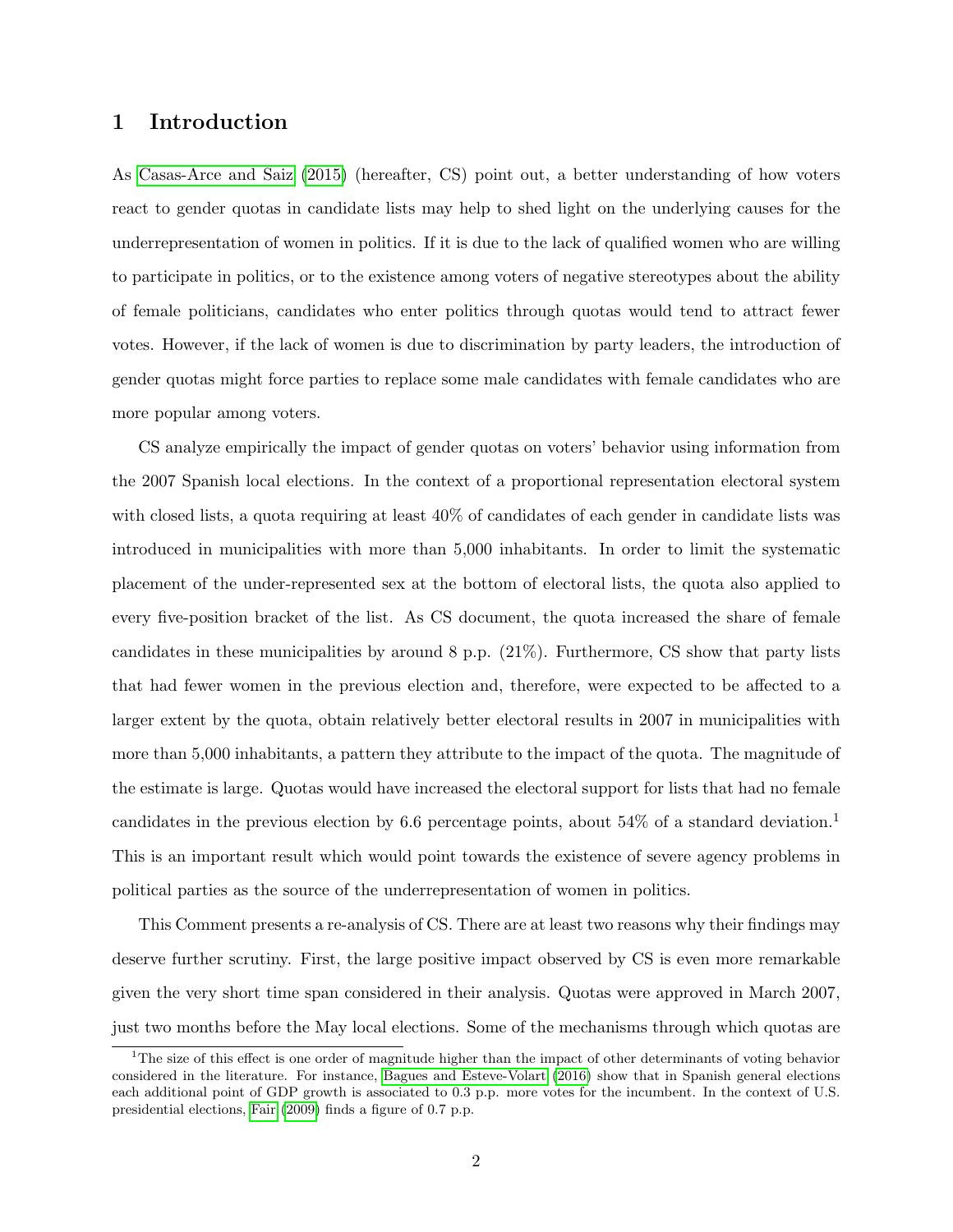# 1 Introduction

As Casas-Arce and Saiz (2015) (hereafter, CS) point out, a better understanding of how voters react to gender quotas in candidate lists may help to shed light on the underlying causes for the underrepresentation of women in politics. If it is due to the lack of qualified women who are willing to participate in politics, or to the existence among voters of negative stereotypes about the ability of female politicians, candidates who enter politics through quotas would tend to attract fewer votes. However, if the lack of women is due to discrimination by party leaders, the introduction of gender quotas might force parties to replace some male candidates with female candidates who are more popular among voters.

CS analyze empirically the impact of gender quotas on voters' behavior using information from the 2007 Spanish local elections. In the context of a proportional representation electoral system with closed lists, a quota requiring at least 40% of candidates of each gender in candidate lists was introduced in municipalities with more than 5,000 inhabitants. In order to limit the systematic placement of the under-represented sex at the bottom of electoral lists, the quota also applied to every five-position bracket of the list. As CS document, the quota increased the share of female candidates in these municipalities by around 8 p.p. (21%). Furthermore, CS show that party lists that had fewer women in the previous election and, therefore, were expected to be affected to a larger extent by the quota, obtain relatively better electoral results in 2007 in municipalities with more than 5,000 inhabitants, a pattern they attribute to the impact of the quota. The magnitude of the estimate is large. Quotas would have increased the electoral support for lists that had no female candidates in the previous election by 6.6 percentage points, about 54% of a standard deviation.[1] This is an important result which would point towards the existence of severe agency problems in political parties as the source of the underrepresentation of women in politics.

This Comment presents a re-analysis of CS. There are at least two reasons why their findings may deserve further scrutiny. First, the large positive impact observed by CS is even more remarkable given the very short time span considered in their analysis. Quotas were approved in March 2007, just two months before the May local elections. Some of the mechanisms through which quotas are

[1] The size of this effect is one order of magnitude higher than the impact of other determinants of voting behavior considered in the literature. For instance, Bagues and Esteve-Volart (2016) show that in Spanish general elections each additional point of GDP growth is associated to 0.3 p.p. more votes for the incumbent. In the context of U.S. presidential elections, Fair (2009) finds a figure of 0.7 p.p.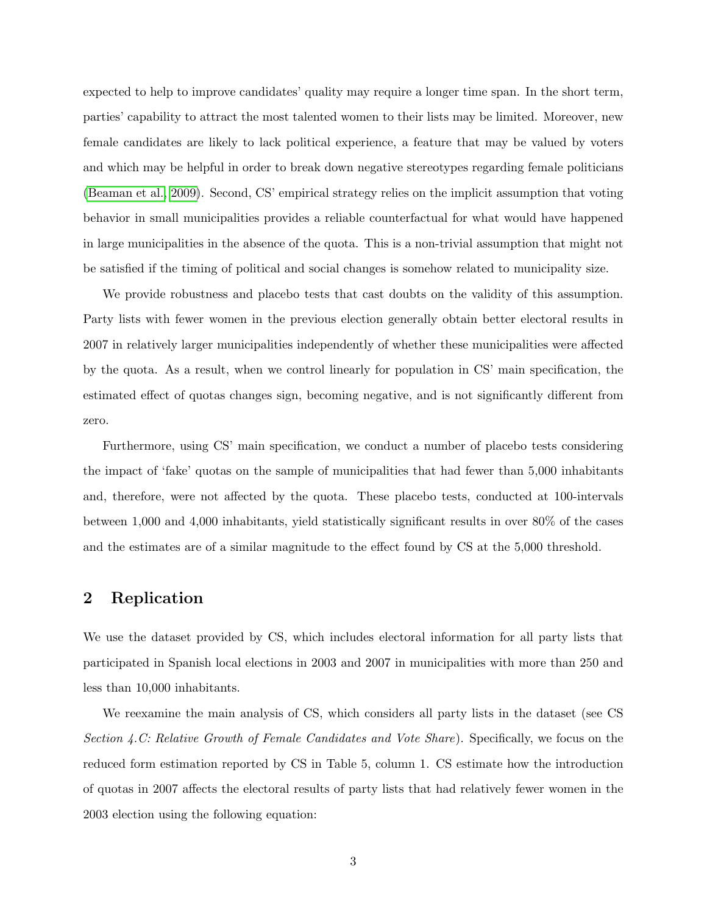expected to help to improve candidates' quality may require a longer time span. In the short term, parties' capability to attract the most talented women to their lists may be limited. Moreover, new female candidates are likely to lack political experience, a feature that may be valued by voters and which may be helpful in order to break down negative stereotypes regarding female politicians (Beaman et al., 2009). Second, CS' empirical strategy relies on the implicit assumption that voting behavior in small municipalities provides a reliable counterfactual for what would have happened in large municipalities in the absence of the quota. This is a non-trivial assumption that might not be satisfied if the timing of political and social changes is somehow related to municipality size.

We provide robustness and placebo tests that cast doubts on the validity of this assumption. Party lists with fewer women in the previous election generally obtain better electoral results in 2007 in relatively larger municipalities independently of whether these municipalities were affected by the quota. As a result, when we control linearly for population in CS' main specification, the estimated effect of quotas changes sign, becoming negative, and is not significantly different from zero.

Furthermore, using CS' main specification, we conduct a number of placebo tests considering the impact of 'fake' quotas on the sample of municipalities that had fewer than 5,000 inhabitants and, therefore, were not affected by the quota. These placebo tests, conducted at 100-intervals between 1,000 and 4,000 inhabitants, yield statistically significant results in over 80% of the cases and the estimates are of a similar magnitude to the effect found by CS at the 5,000 threshold.

## 2 Replication

We use the dataset provided by CS, which includes electoral information for all party lists that participated in Spanish local elections in 2003 and 2007 in municipalities with more than 250 and less than 10,000 inhabitants.

We reexamine the main analysis of CS, which considers all party lists in the dataset (see CS *Section 4.C: Relative Growth of Female Candidates and Vote Share*). Specifically, we focus on the reduced form estimation reported by CS in Table 5, column 1. CS estimate how the introduction of quotas in 2007 affects the electoral results of party lists that had relatively fewer women in the 2003 election using the following equation: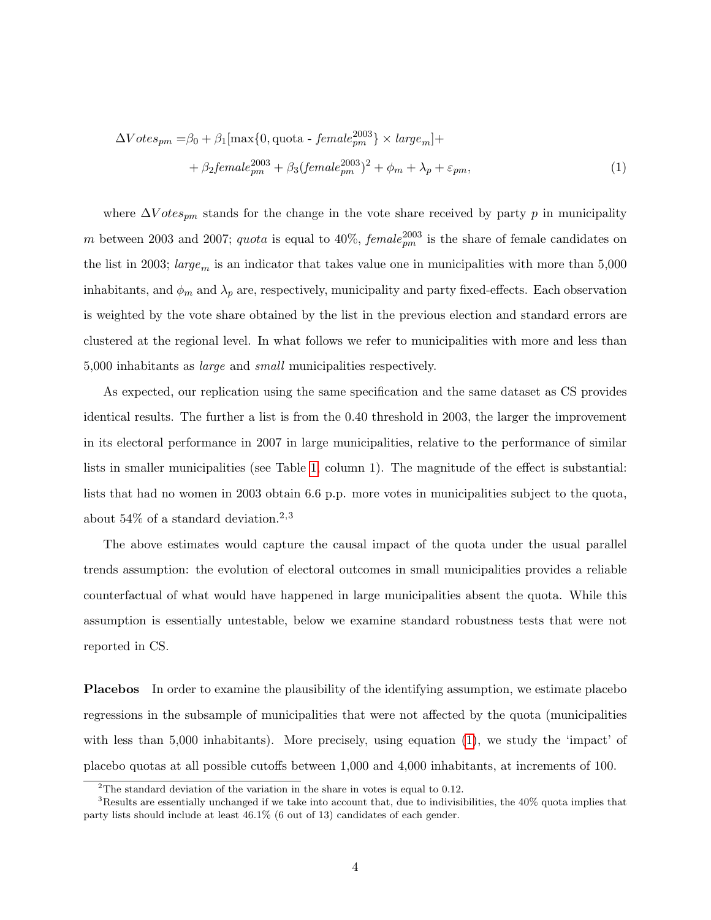$$
\begin{aligned}
\Delta Votes_{pm} = &\beta_0 + \beta_1[\max\{0, \text{quota - } female_{pm}^{2003}\} \times large_m] + \\
&+ \beta_2 female_{pm}^{2003} + \beta_3 (female_{pm}^{2003})^2 + \phi_m + \lambda_p + \varepsilon_{pm},
\end{aligned}
\tag{1}
$$

where $\Delta Votes_{pm}$ stands for the change in the vote share received by party $p$ in municipality $m$ between 2003 and 2007; *quota* is equal to 40%, $female_{pm}^{2003}$ is the share of female candidates on the list in 2003; $large_m$ is an indicator that takes value one in municipalities with more than 5,000 inhabitants, and $\phi_m$ and $\lambda_p$ are, respectively, municipality and party fixed-effects. Each observation is weighted by the vote share obtained by the list in the previous election and standard errors are clustered at the regional level. In what follows we refer to municipalities with more and less than 5,000 inhabitants as *large* and *small* municipalities respectively.

As expected, our replication using the same specification and the same dataset as CS provides identical results. The further a list is from the 0.40 threshold in 2003, the larger the improvement in its electoral performance in 2007 in large municipalities, relative to the performance of similar lists in smaller municipalities (see Table 1, column 1). The magnitude of the effect is substantial: lists that had no women in 2003 obtain 6.6 p.p. more votes in municipalities subject to the quota, about 54% of a standard deviation.[2,3]

The above estimates would capture the causal impact of the quota under the usual parallel trends assumption: the evolution of electoral outcomes in small municipalities provides a reliable counterfactual of what would have happened in large municipalities absent the quota. While this assumption is essentially untestable, below we examine standard robustness tests that were not reported in CS.

**Placebos** In order to examine the plausibility of the identifying assumption, we estimate placebo regressions in the subsample of municipalities that were not affected by the quota (municipalities with less than 5,000 inhabitants). More precisely, using equation (1), we study the 'impact' of placebo quotas at all possible cutoffs between 1,000 and 4,000 inhabitants, at increments of 100.

---

[2] The standard deviation of the variation in the share in votes is equal to 0.12.

[3] Results are essentially unchanged if we take into account that, due to indivisibilities, the 40% quota implies that party lists should include at least 46.1% (6 out of 13) candidates of each gender.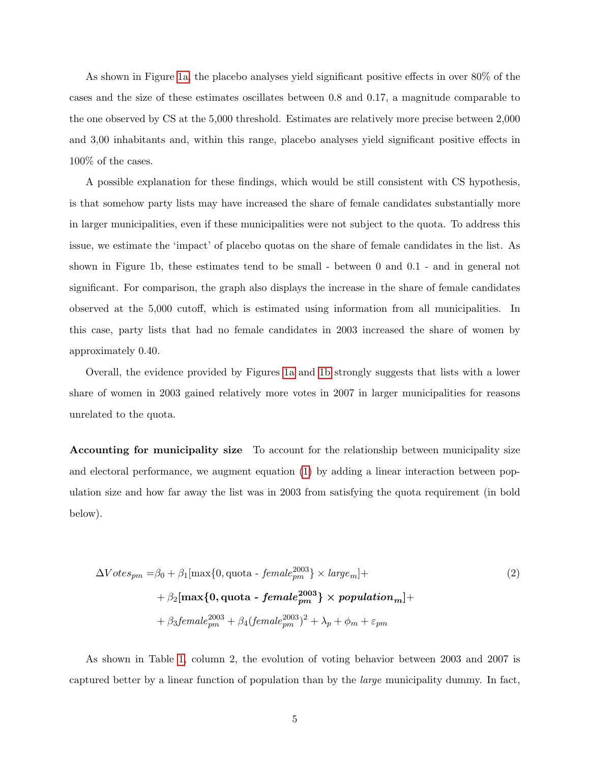As shown in Figure 1a, the placebo analyses yield significant positive effects in over 80% of the cases and the size of these estimates oscillates between 0.8 and 0.17, a magnitude comparable to the one observed by CS at the 5,000 threshold. Estimates are relatively more precise between 2,000 and 3,00 inhabitants and, within this range, placebo analyses yield significant positive effects in 100% of the cases.

A possible explanation for these findings, which would be still consistent with CS hypothesis, is that somehow party lists may have increased the share of female candidates substantially more in larger municipalities, even if these municipalities were not subject to the quota. To address this issue, we estimate the 'impact' of placebo quotas on the share of female candidates in the list. As shown in Figure 1b, these estimates tend to be small - between 0 and 0.1 - and in general not significant. For comparison, the graph also displays the increase in the share of female candidates observed at the 5,000 cutoff, which is estimated using information from all municipalities. In this case, party lists that had no female candidates in 2003 increased the share of women by approximately 0.40.

Overall, the evidence provided by Figures 1a and 1b strongly suggests that lists with a lower share of women in 2003 gained relatively more votes in 2007 in larger municipalities for reasons unrelated to the quota.

**Accounting for municipality size** To account for the relationship between municipality size and electoral performance, we augment equation (1) by adding a linear interaction between population size and how far away the list was in 2003 from satisfying the quota requirement (in bold below).

$$
\begin{aligned}
\Delta Votes_{pm} = & \beta_0 + \beta_1[\max\{0, \text{quota - } female_{pm}^{2003}\} \times large_m] + \\
& + \beta_2 \boldsymbol{[\max\{0, \textbf{quota - } female_{pm}^{2003}\} \times population_m]} + \\
& + \beta_3 female_{pm}^{2003} + \beta_4 (female_{pm}^{2003})^2 + \lambda_p + \phi_m + \varepsilon_{pm}
\end{aligned} \tag{2}
$$

As shown in Table 1, column 2, the evolution of voting behavior between 2003 and 2007 is captured better by a linear function of population than by the *large* municipality dummy. In fact,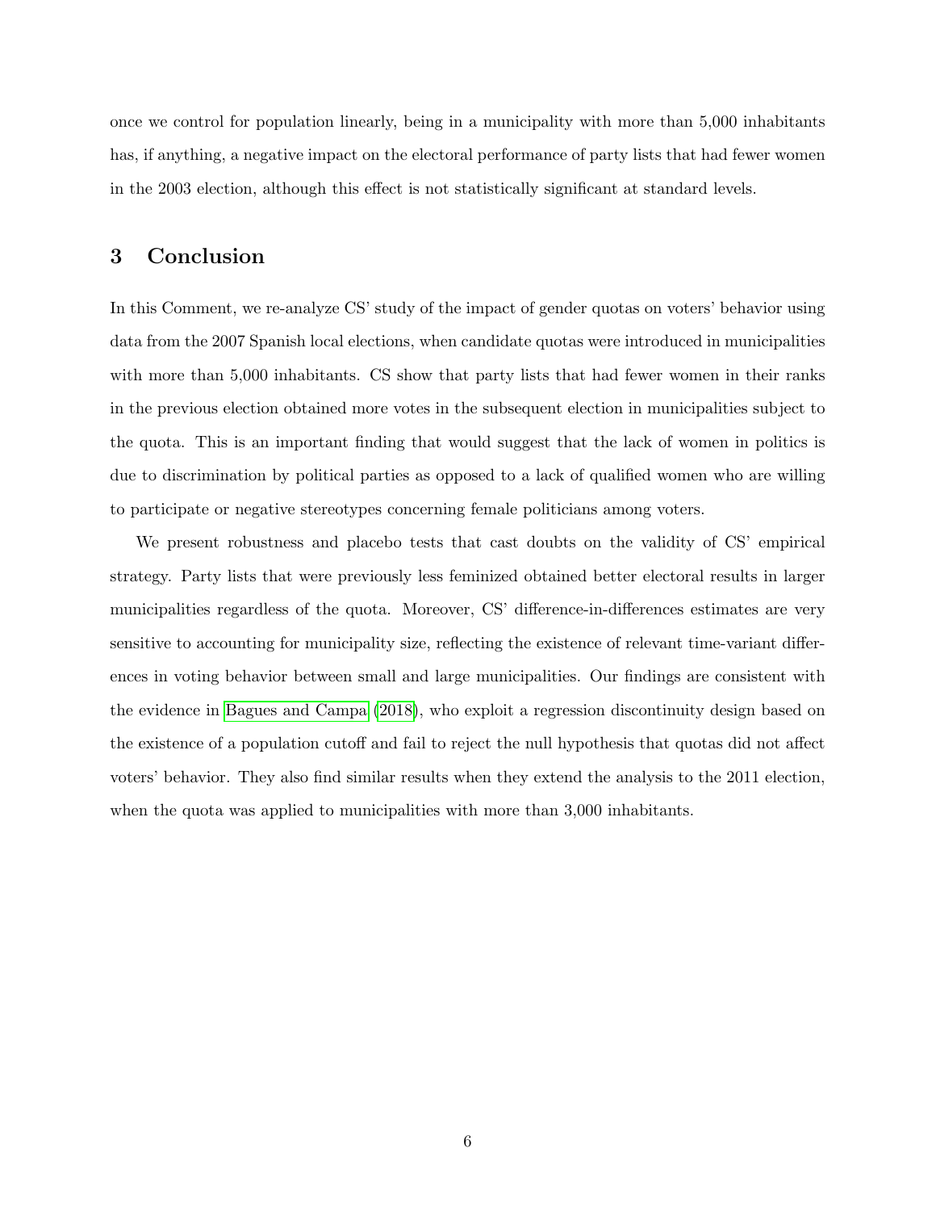once we control for population linearly, being in a municipality with more than 5,000 inhabitants has, if anything, a negative impact on the electoral performance of party lists that had fewer women in the 2003 election, although this effect is not statistically significant at standard levels.

## 3 Conclusion

In this Comment, we re-analyze CS' study of the impact of gender quotas on voters' behavior using data from the 2007 Spanish local elections, when candidate quotas were introduced in municipalities with more than 5,000 inhabitants. CS show that party lists that had fewer women in their ranks in the previous election obtained more votes in the subsequent election in municipalities subject to the quota. This is an important finding that would suggest that the lack of women in politics is due to discrimination by political parties as opposed to a lack of qualified women who are willing to participate or negative stereotypes concerning female politicians among voters.

We present robustness and placebo tests that cast doubts on the validity of CS' empirical strategy. Party lists that were previously less feminized obtained better electoral results in larger municipalities regardless of the quota. Moreover, CS' difference-in-differences estimates are very sensitive to accounting for municipality size, reflecting the existence of relevant time-variant differences in voting behavior between small and large municipalities. Our findings are consistent with the evidence in Bagues and Campa (2018), who exploit a regression discontinuity design based on the existence of a population cutoff and fail to reject the null hypothesis that quotas did not affect voters' behavior. They also find similar results when they extend the analysis to the 2011 election, when the quota was applied to municipalities with more than 3,000 inhabitants.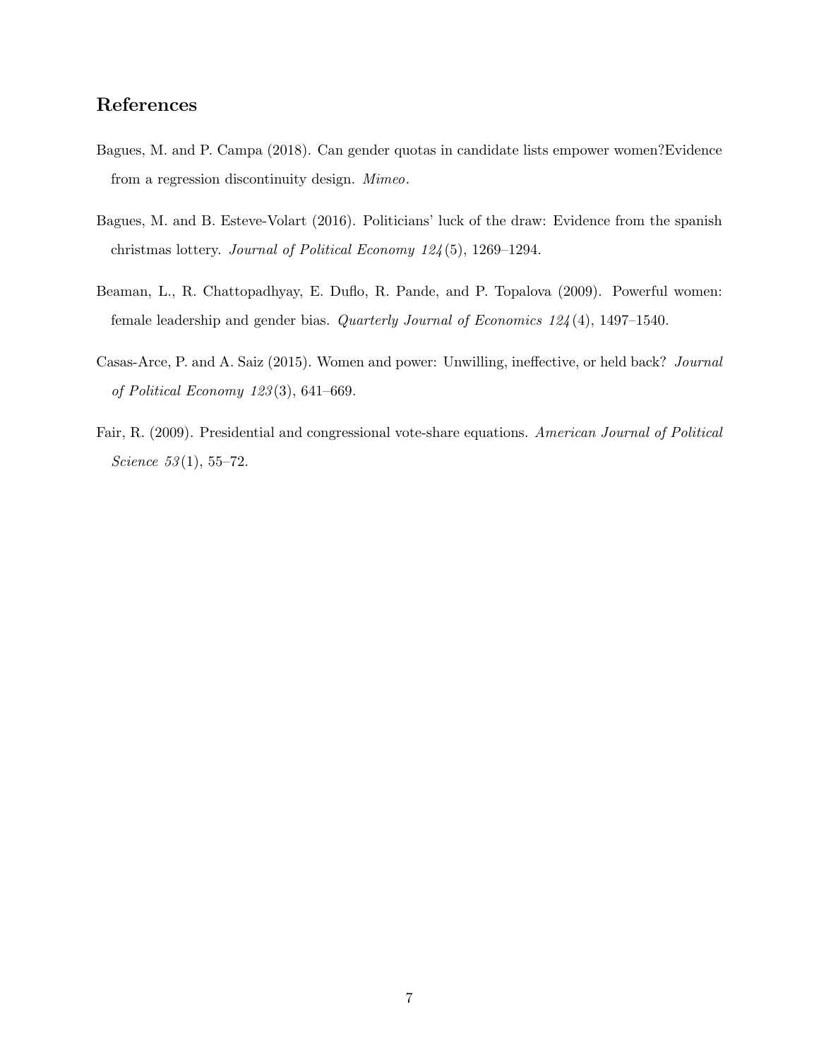## References

Bagues, M. and P. Campa (2018). Can gender quotas in candidate lists empower women?Evidence from a regression discontinuity design. *Mimeo*.

Bagues, M. and B. Esteve-Volart (2016). Politicians' luck of the draw: Evidence from the spanish christmas lottery. *Journal of Political Economy 124*(5), 1269–1294.

Beaman, L., R. Chattopadhyay, E. Duflo, R. Pande, and P. Topalova (2009). Powerful women: female leadership and gender bias. *Quarterly Journal of Economics 124*(4), 1497–1540.

Casas-Arce, P. and A. Saiz (2015). Women and power: Unwilling, ineffective, or held back? *Journal of Political Economy 123*(3), 641–669.

Fair, R. (2009). Presidential and congressional vote-share equations. *American Journal of Political Science 53*(1), 55–72.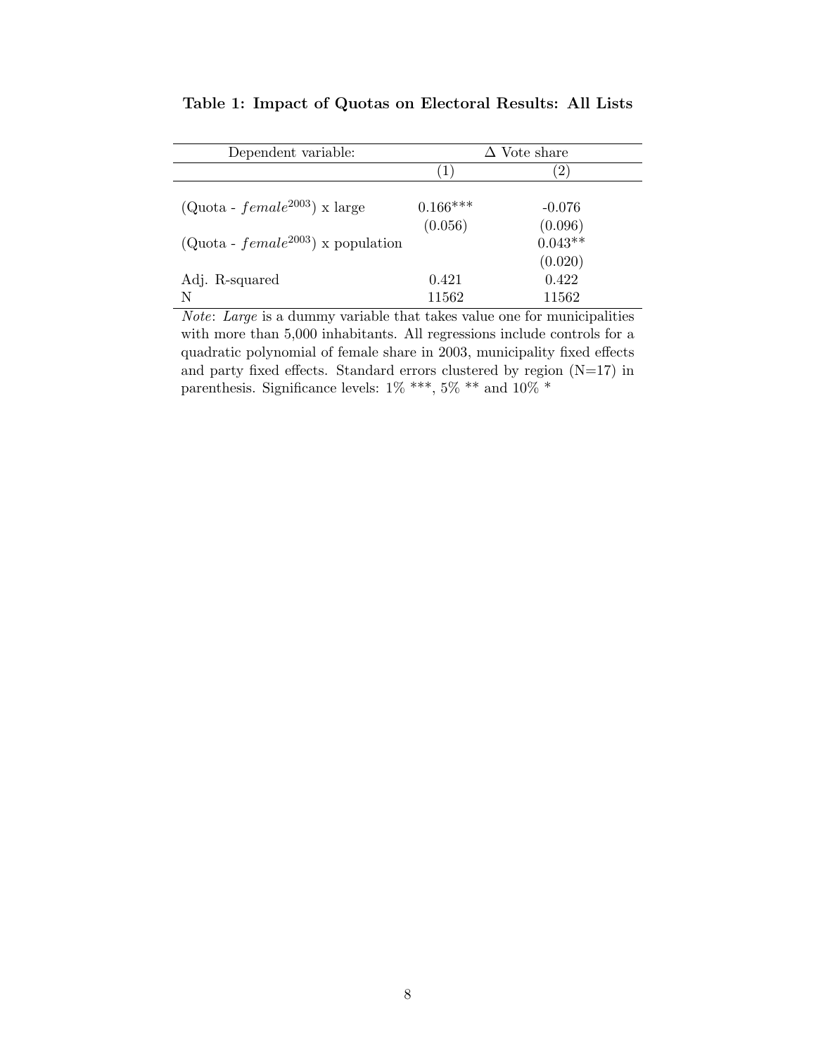**Table 1: Impact of Quotas on Electoral Results: All Lists**

| Dependent variable: | $\Delta$ Vote share | |
|---|---|---|
| | (1) | (2) |
| (Quota - $female^{2003}$) x large | 0.166*** | -0.076 |
| | (0.056) | (0.096) |
| (Quota - $female^{2003}$) x population | | 0.043** |
| | | (0.020) |
| Adj. R-squared | 0.421 | 0.422 |
| N | 11562 | 11562 |

*Note*: *Large* is a dummy variable that takes value one for municipalities with more than 5,000 inhabitants. All regressions include controls for a quadratic polynomial of female share in 2003, municipality fixed effects and party fixed effects. Standard errors clustered by region (N=17) in parenthesis. Significance levels: 1% ***, 5% ** and 10% *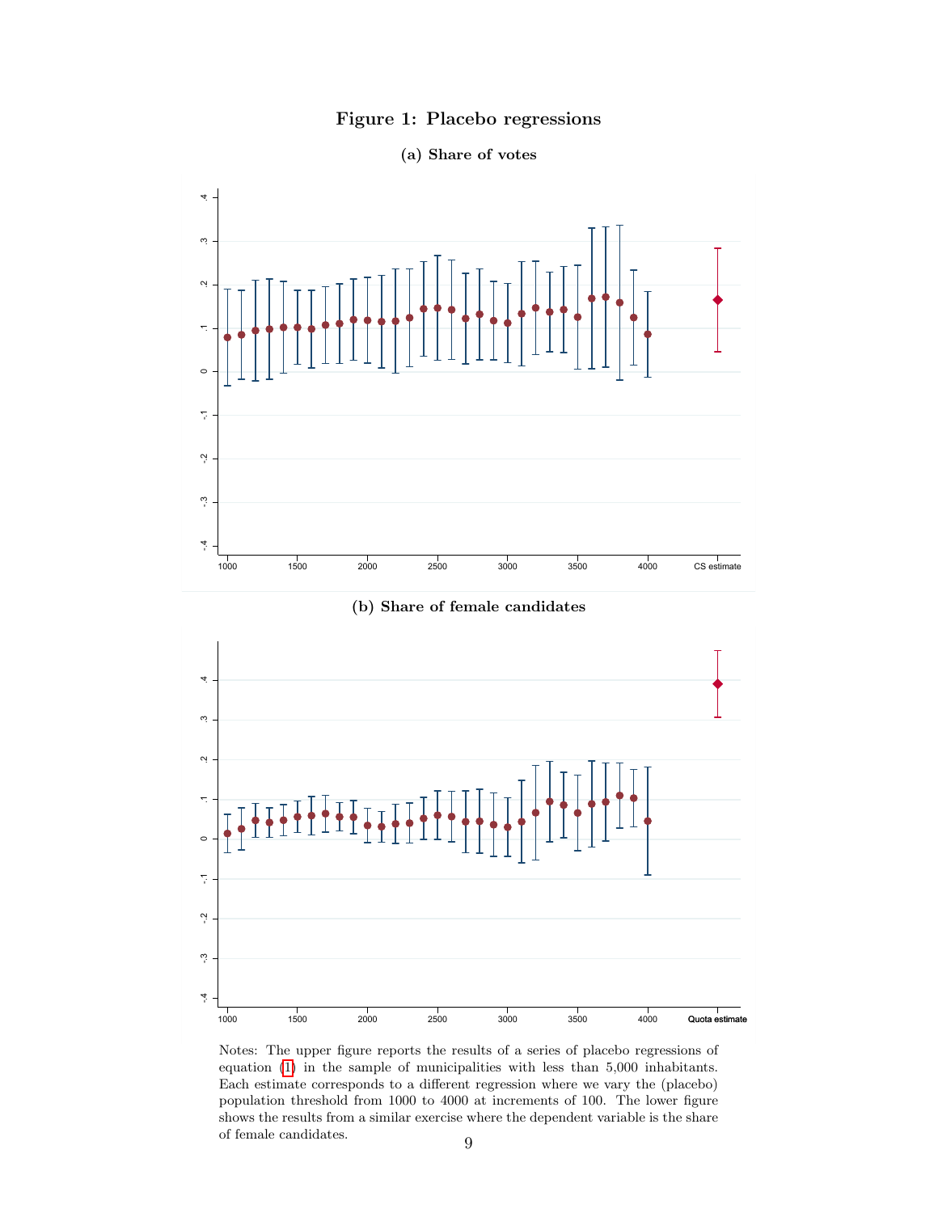**Figure 1: Placebo regressions**

**(a) Share of votes**

.4
.3
.2
.1
0
-.1
-.2
-.3
-.4

1000 1500 2000 2500 3000 3500 4000 CS estimate

**(b) Share of female candidates**

.4
.3
.2
.1
0
-.1
-.2
-.3
-.4

1000 1500 2000 2500 3000 3500 4000 Quota estimate

Notes: The upper figure reports the results of a series of placebo regressions of equation (1) in the sample of municipalities with less than 5,000 inhabitants. Each estimate corresponds to a different regression where we vary the (placebo) population threshold from 1000 to 4000 at increments of 100. The lower figure shows the results from a similar exercise where the dependent variable is the share of female candidates.